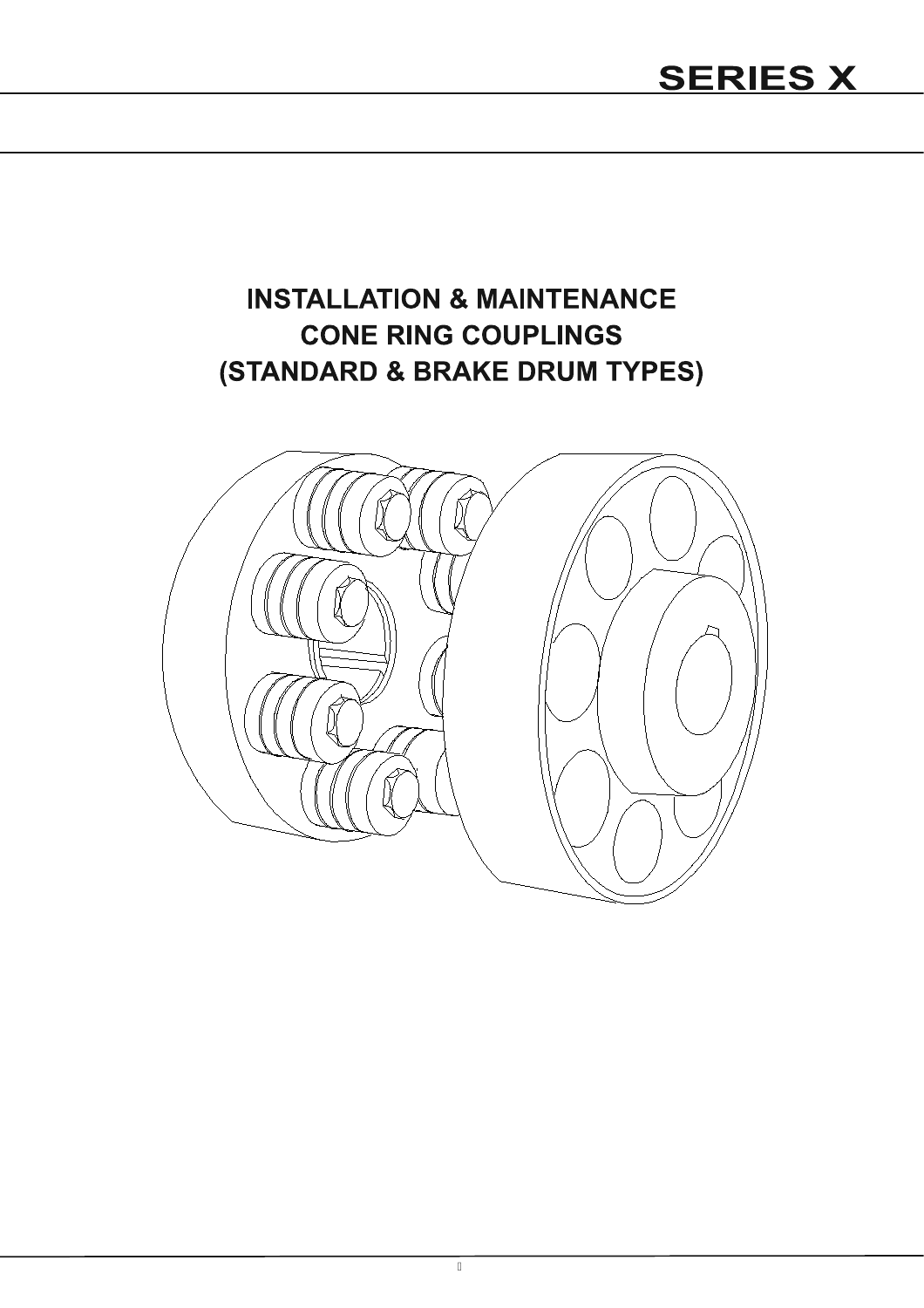# SERIES X

## INSTALLATION & MAINTENANCE
## CONE RING COUPLINGS
## (STANDARD & BRAKE DRUM TYPES)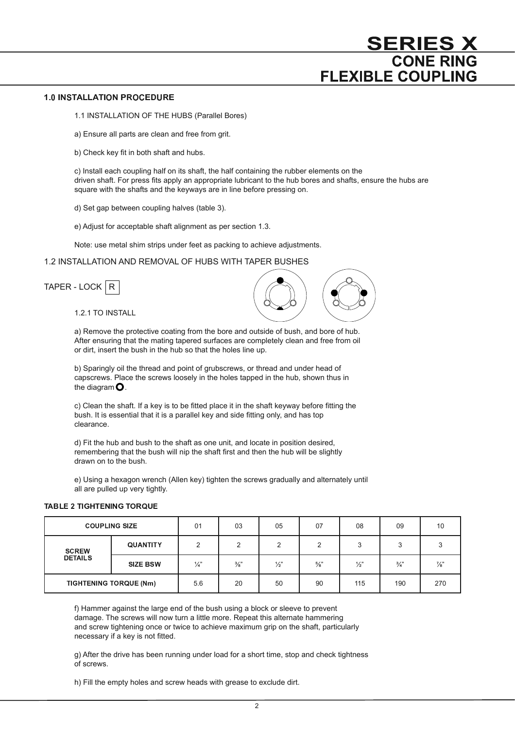# SERIES X
## CONE RING FLEXIBLE COUPLING

### 1.0 INSTALLATION PROCEDURE

1.1 INSTALLATION OF THE HUBS (Parallel Bores)

a) Ensure all parts are clean and free from grit.

b) Check key fit in both shaft and hubs.

c) Install each coupling half on its shaft, the half containing the rubber elements on the driven shaft. For press fits apply an appropriate lubricant to the hub bores and shafts, ensure the hubs are square with the shafts and the keyways are in line before pressing on.

d) Set gap between coupling halves (table 3).

e) Adjust for acceptable shaft alignment as per section 1.3.

Note: use metal shim strips under feet as packing to achieve adjustments.

1.2 INSTALLATION AND REMOVAL OF HUBS WITH TAPER BUSHES

TAPER - LOCK R

1.2.1 TO INSTALL

a) Remove the protective coating from the bore and outside of bush, and bore of hub. After ensuring that the mating tapered surfaces are completely clean and free from oil or dirt, insert the bush in the hub so that the holes line up.

b) Sparingly oil the thread and point of grubscrews, or thread and under head of capscrews. Place the screws loosely in the holes tapped in the hub, shown thus in the diagram ○.

c) Clean the shaft. If a key is to be fitted place it in the shaft keyway before fitting the bush. It is essential that it is a parallel key and side fitting only, and has top clearance.

d) Fit the hub and bush to the shaft as one unit, and locate in position desired, remembering that the bush will nip the shaft first and then the hub will be slightly drawn on to the bush.

e) Using a hexagon wrench (Allen key) tighten the screws gradually and alternately until all are pulled up very tightly.

**TABLE 2 TIGHTENING TORQUE**

| COUPLING SIZE | | 01 | 03 | 05 | 07 | 08 | 09 | 10 |
|---|---|---|---|---|---|---|---|---|
| SCREW DETAILS | QUANTITY | 2 | 2 | 2 | 2 | 3 | 3 | 3 |
| | SIZE BSW | ¼" | ⅜" | ½" | ⅝" | ½" | ¾" | ⅞" |
| TIGHTENING TORQUE (Nm) | | 5.6 | 20 | 50 | 90 | 115 | 190 | 270 |

f) Hammer against the large end of the bush using a block or sleeve to prevent damage. The screws will now turn a little more. Repeat this alternate hammering and screw tightening once or twice to achieve maximum grip on the shaft, particularly necessary if a key is not fitted.

g) After the drive has been running under load for a short time, stop and check tightness of screws.

h) Fill the empty holes and screw heads with grease to exclude dirt.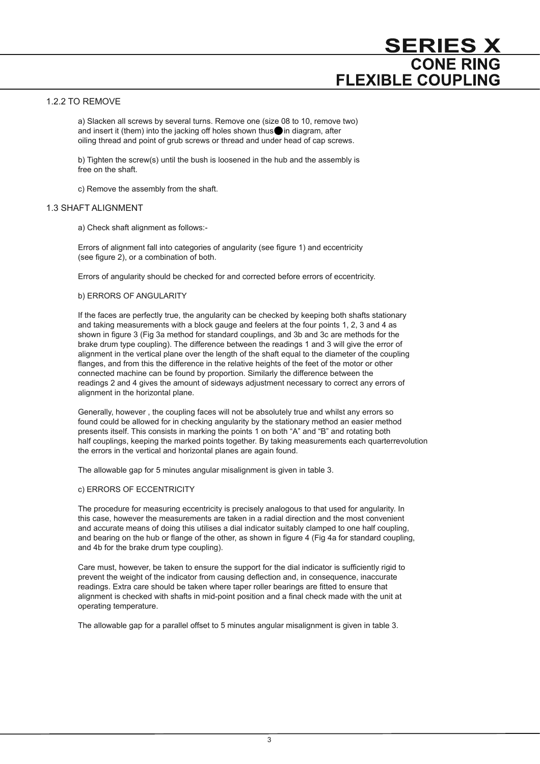### 1.2.2 TO REMOVE

a) Slacken all screws by several turns. Remove one (size 08 to 10, remove two) and insert it (them) into the jacking off holes shown thus ● in diagram, after oiling thread and point of grub screws or thread and under head of cap screws.

b) Tighten the screw(s) until the bush is loosened in the hub and the assembly is free on the shaft.

c) Remove the assembly from the shaft.

### 1.3 SHAFT ALIGNMENT

a) Check shaft alignment as follows:-

Errors of alignment fall into categories of angularity (see figure 1) and eccentricity (see figure 2), or a combination of both.

Errors of angularity should be checked for and corrected before errors of eccentricity.

b) ERRORS OF ANGULARITY

If the faces are perfectly true, the angularity can be checked by keeping both shafts stationary and taking measurements with a block gauge and feelers at the four points 1, 2, 3 and 4 as shown in figure 3 (Fig 3a method for standard couplings, and 3b and 3c are methods for the brake drum type coupling). The difference between the readings 1 and 3 will give the error of alignment in the vertical plane over the length of the shaft equal to the diameter of the coupling flanges, and from this the difference in the relative heights of the feet of the motor or other connected machine can be found by proportion. Similarly the difference between the readings 2 and 4 gives the amount of sideways adjustment necessary to correct any errors of alignment in the horizontal plane.

Generally, however , the coupling faces will not be absolutely true and whilst any errors so found could be allowed for in checking angularity by the stationary method an easier method presents itself. This consists in marking the points 1 on both "A" and "B" and rotating both half couplings, keeping the marked points together. By taking measurements each quarterrevolution the errors in the vertical and horizontal planes are again found.

The allowable gap for 5 minutes angular misalignment is given in table 3.

c) ERRORS OF ECCENTRICITY

The procedure for measuring eccentricity is precisely analogous to that used for angularity. In this case, however the measurements are taken in a radial direction and the most convenient and accurate means of doing this utilises a dial indicator suitably clamped to one half coupling, and bearing on the hub or flange of the other, as shown in figure 4 (Fig 4a for standard coupling, and 4b for the brake drum type coupling).

Care must, however, be taken to ensure the support for the dial indicator is sufficiently rigid to prevent the weight of the indicator from causing deflection and, in consequence, inaccurate readings. Extra care should be taken where taper roller bearings are fitted to ensure that alignment is checked with shafts in mid-point position and a final check made with the unit at operating temperature.

The allowable gap for a parallel offset to 5 minutes angular misalignment is given in table 3.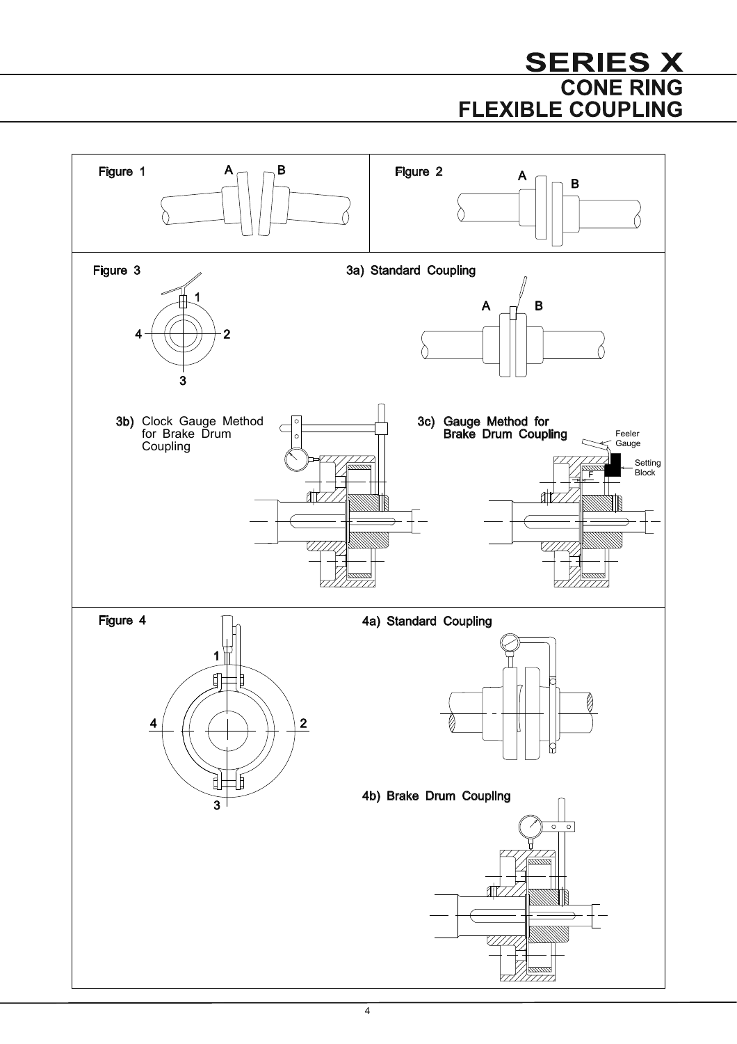Figure 1

A B

Figure 2

A B

Figure 3

1

4 2

3

3a) Standard Coupling

A B

3b) Clock Gauge Method for Brake Drum Coupling

3c) Gauge Method for Brake Drum Coupling

Feeler Gauge

Setting Block

F

Figure 4

1

4 2

3

4a) Standard Coupling

4b) Brake Drum Coupling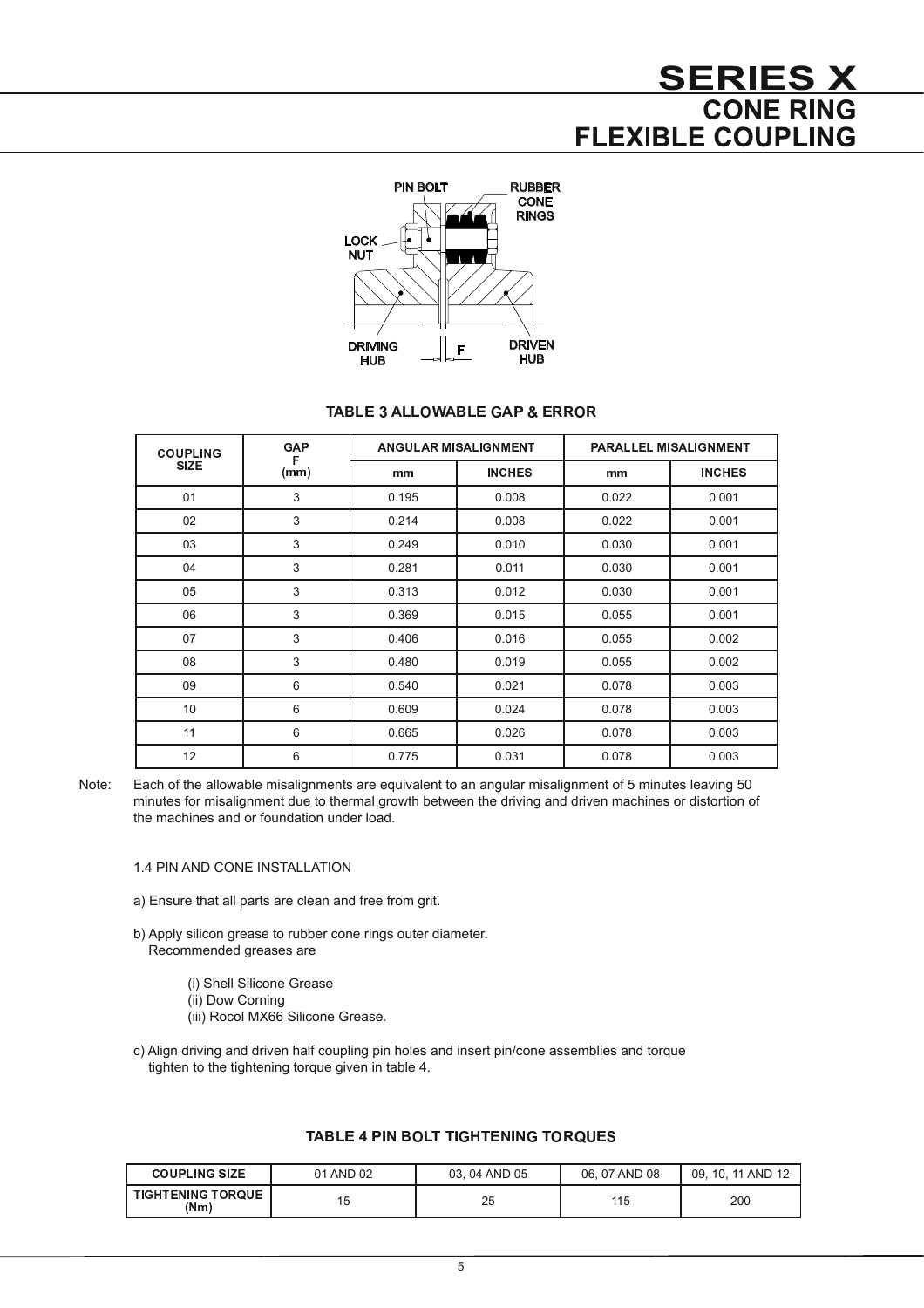# SERIES X
## CONE RING FLEXIBLE COUPLING

PIN BOLT

RUBBER CONE RINGS

LOCK NUT

DRIVING HUB

F

DRIVEN HUB

### TABLE 3 ALLOWABLE GAP & ERROR

| COUPLING SIZE | GAP F (mm) | ANGULAR MISALIGNMENT | | PARALLEL MISALIGNMENT | |
|---|---|---|---|---|---|
| | | mm | INCHES | mm | INCHES |
| 01 | 3 | 0.195 | 0.008 | 0.022 | 0.001 |
| 02 | 3 | 0.214 | 0.008 | 0.022 | 0.001 |
| 03 | 3 | 0.249 | 0.010 | 0.030 | 0.001 |
| 04 | 3 | 0.281 | 0.011 | 0.030 | 0.001 |
| 05 | 3 | 0.313 | 0.012 | 0.030 | 0.001 |
| 06 | 3 | 0.369 | 0.015 | 0.055 | 0.001 |
| 07 | 3 | 0.406 | 0.016 | 0.055 | 0.002 |
| 08 | 3 | 0.480 | 0.019 | 0.055 | 0.002 |
| 09 | 6 | 0.540 | 0.021 | 0.078 | 0.003 |
| 10 | 6 | 0.609 | 0.024 | 0.078 | 0.003 |
| 11 | 6 | 0.665 | 0.026 | 0.078 | 0.003 |
| 12 | 6 | 0.775 | 0.031 | 0.078 | 0.003 |

Note: Each of the allowable misalignments are equivalent to an angular misalignment of 5 minutes leaving 50 minutes for misalignment due to thermal growth between the driving and driven machines or distortion of the machines and or foundation under load.

1.4 PIN AND CONE INSTALLATION

a) Ensure that all parts are clean and free from grit.

b) Apply silicon grease to rubber cone rings outer diameter.
Recommended greases are

(i) Shell Silicone Grease
(ii) Dow Corning
(iii) Rocol MX66 Silicone Grease.

c) Align driving and driven half coupling pin holes and insert pin/cone assemblies and torque tighten to the tightening torque given in table 4.

### TABLE 4 PIN BOLT TIGHTENING TORQUES

| COUPLING SIZE | 01 AND 02 | 03, 04 AND 05 | 06, 07 AND 08 | 09, 10, 11 AND 12 |
|---|---|---|---|---|
| TIGHTENING TORQUE (Nm) | 15 | 25 | 115 | 200 |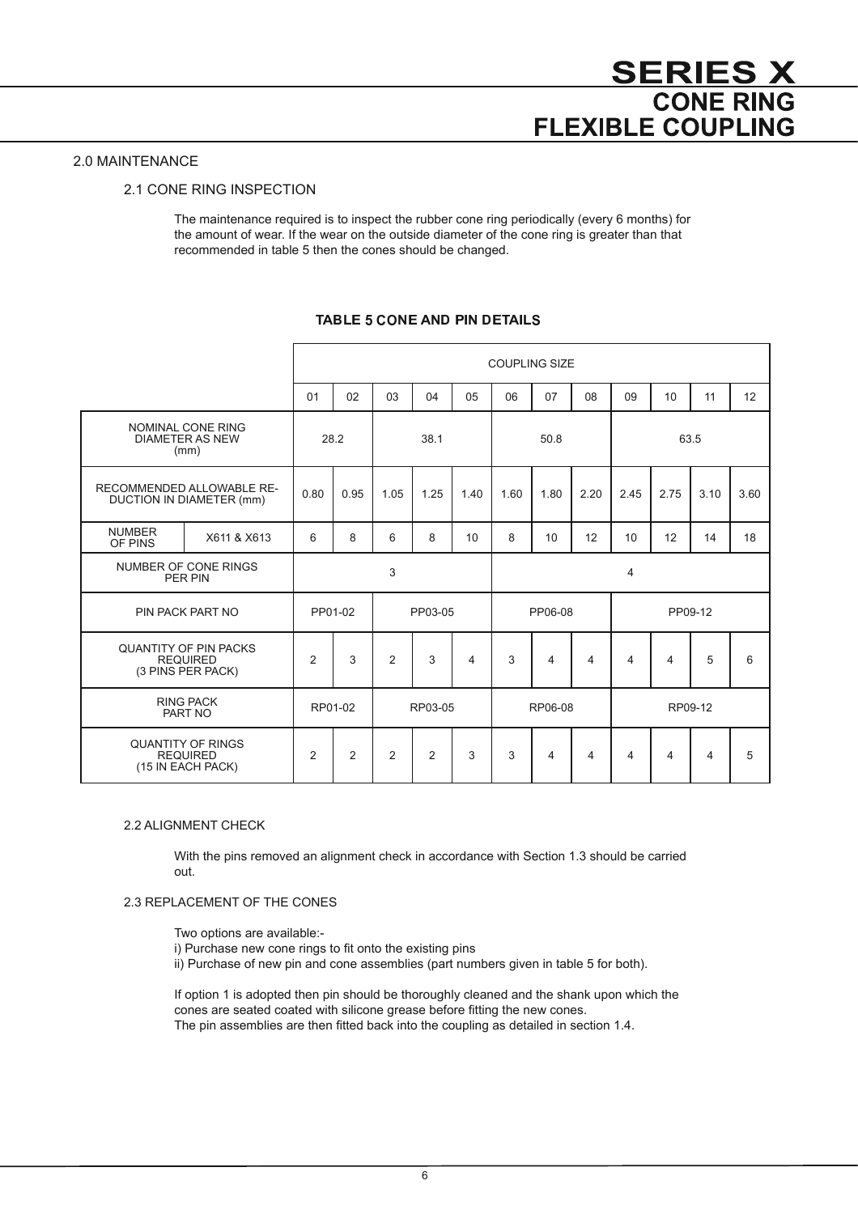## 2.0 MAINTENANCE

### 2.1 CONE RING INSPECTION

The maintenance required is to inspect the rubber cone ring periodically (every 6 months) for the amount of wear. If the wear on the outside diameter of the cone ring is greater than that recommended in table 5 then the cones should be changed.

**TABLE 5 CONE AND PIN DETAILS**

| | | COUPLING SIZE | | | | | | | | | | | |
|---|---|---|---|---|---|---|---|---|---|---|---|---|---|
| | | 01 | 02 | 03 | 04 | 05 | 06 | 07 | 08 | 09 | 10 | 11 | 12 |
| NOMINAL CONE RING DIAMETER AS NEW (mm) | | 28.2 | | 38.1 | | | 50.8 | | | 63.5 | | | |
| RECOMMENDED ALLOWABLE REDUCTION IN DIAMETER (mm) | | 0.80 | 0.95 | 1.05 | 1.25 | 1.40 | 1.60 | 1.80 | 2.20 | 2.45 | 2.75 | 3.10 | 3.60 |
| NUMBER OF PINS | X611 & X613 | 6 | 8 | 6 | 8 | 10 | 8 | 10 | 12 | 10 | 12 | 14 | 18 |
| NUMBER OF CONE RINGS PER PIN | | 3 | | | | | 4 | | | | | | |
| PIN PACK PART NO | | PP01-02 | | PP03-05 | | | PP06-08 | | | PP09-12 | | | |
| QUANTITY OF PIN PACKS REQUIRED (3 PINS PER PACK) | | 2 | 3 | 2 | 3 | 4 | 3 | 4 | 4 | 4 | 4 | 5 | 6 |
| RING PACK PART NO | | RP01-02 | | RP03-05 | | | RP06-08 | | | RP09-12 | | | |
| QUANTITY OF RINGS REQUIRED (15 IN EACH PACK) | | 2 | 2 | 2 | 2 | 3 | 3 | 4 | 4 | 4 | 4 | 4 | 5 |

### 2.2 ALIGNMENT CHECK

With the pins removed an alignment check in accordance with Section 1.3 should be carried out.

### 2.3 REPLACEMENT OF THE CONES

Two options are available:-

i) Purchase new cone rings to fit onto the existing pins

ii) Purchase of new pin and cone assemblies (part numbers given in table 5 for both).

If option 1 is adopted then pin should be thoroughly cleaned and the shank upon which the cones are seated coated with silicone grease before fitting the new cones.

The pin assemblies are then fitted back into the coupling as detailed in section 1.4.